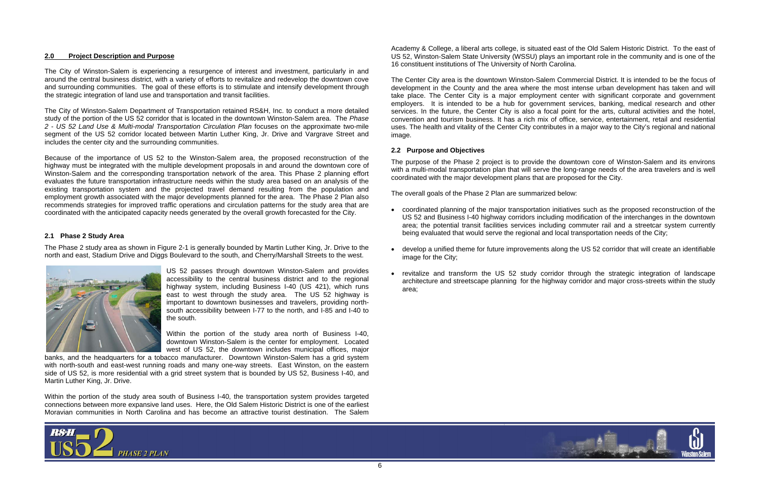## 2.0 Project Description and Purpose

The City of Winston-Salem is experiencing a resurgence of interest and investment, particularly in and around the central business district, with a variety of efforts to revitalize and redevelop the downtown cove and surrounding communities. The goal of these efforts is to stimulate and intensify development through the strategic integration of land use and transportation and transit facilities.

The City of Winston-Salem Department of Transportation retained RS&H, Inc. to conduct a more detailed study of the portion of the US 52 corridor that is located in the downtown Winston-Salem area. The *Phase 2 - US 52 Land Use & Multi-modal Transportation Circulation Plan* focuses on the approximate two-mile segment of the US 52 corridor located between Martin Luther King, Jr. Drive and Vargrave Street and includes the center city and the surrounding communities.

Because of the importance of US 52 to the Winston-Salem area, the proposed reconstruction of the highway must be integrated with the multiple development proposals in and around the downtown core of Winston-Salem and the corresponding transportation network of the area. This Phase 2 planning effort evaluates the future transportation infrastructure needs within the study area based on an analysis of the existing transportation system and the projected travel demand resulting from the population and employment growth associated with the major developments planned for the area. The Phase 2 Plan also recommends strategies for improved traffic operations and circulation patterns for the study area that are coordinated with the anticipated capacity needs generated by the overall growth forecasted for the City.

### 2.1 Phase 2 Study Area

The Phase 2 study area as shown in Figure 2-1 is generally bounded by Martin Luther King, Jr. Drive to the north and east, Stadium Drive and Diggs Boulevard to the south, and Cherry/Marshall Streets to the west.

US 52 passes through downtown Winston-Salem and provides accessibility to the central business district and to the regional highway system, including Business I-40 (US 421), which runs east to west through the study area. The US 52 highway is important to downtown businesses and travelers, providing north-south accessibility between I-77 to the north, and I-85 and I-40 to the south.

Within the portion of the study area north of Business I-40, downtown Winston-Salem is the center for employment. Located west of US 52, the downtown includes municipal offices, major banks, and the headquarters for a tobacco manufacturer. Downtown Winston-Salem has a grid system with north-south and east-west running roads and many one-way streets. East Winston, on the eastern side of US 52, is more residential with a grid street system that is bounded by US 52, Business I-40, and Martin Luther King, Jr. Drive.

Within the portion of the study area south of Business I-40, the transportation system provides targeted connections between more expansive land uses. Here, the Old Salem Historic District is one of the earliest Moravian communities in North Carolina and has become an attractive tourist destination. The Salem Academy & College, a liberal arts college, is situated east of the Old Salem Historic District. To the east of US 52, Winston-Salem State University (WSSU) plays an important role in the community and is one of the 16 constituent institutions of The University of North Carolina.

The Center City area is the downtown Winston-Salem Commercial District. It is intended to be the focus of development in the County and the area where the most intense urban development has taken and will take place. The Center City is a major employment center with significant corporate and government employers. It is intended to be a hub for government services, banking, medical research and other services. In the future, the Center City is also a focal point for the arts, cultural activities and the hotel, convention and tourism business. It has a rich mix of office, service, entertainment, retail and residential uses. The health and vitality of the Center City contributes in a major way to the City's regional and national image.

### 2.2 Purpose and Objectives

The purpose of the Phase 2 project is to provide the downtown core of Winston-Salem and its environs with a multi-modal transportation plan that will serve the long-range needs of the area travelers and is well coordinated with the major development plans that are proposed for the City.

The overall goals of the Phase 2 Plan are summarized below:

- coordinated planning of the major transportation initiatives such as the proposed reconstruction of the US 52 and Business I-40 highway corridors including modification of the interchanges in the downtown area; the potential transit facilities services including commuter rail and a streetcar system currently being evaluated that would serve the regional and local transportation needs of the City;
- develop a unified theme for future improvements along the US 52 corridor that will create an identifiable image for the City;
- revitalize and transform the US 52 study corridor through the strategic integration of landscape architecture and streetscape planning for the highway corridor and major cross-streets within the study area;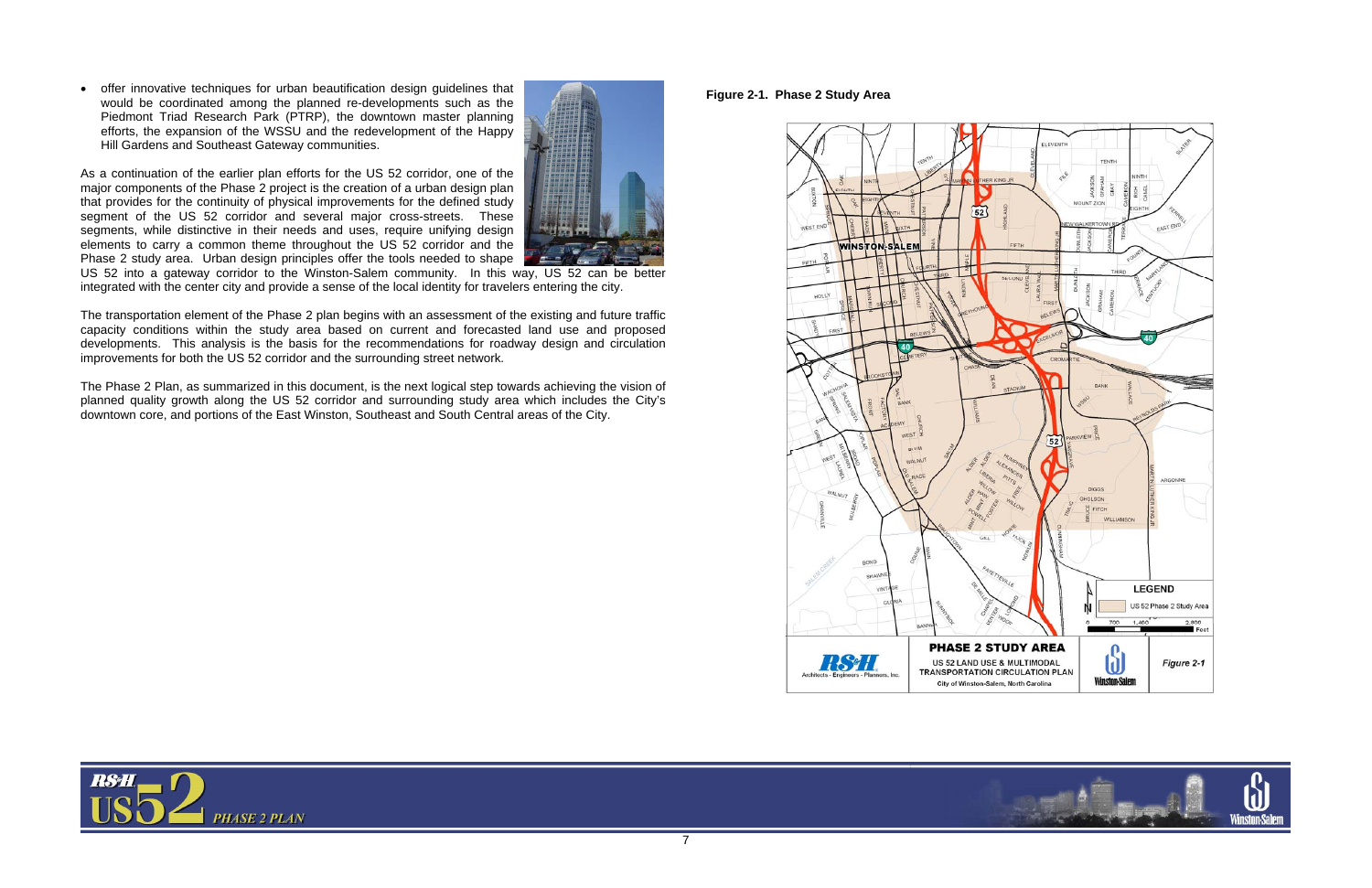- offer innovative techniques for urban beautification design guidelines that would be coordinated among the planned re-developments such as the Piedmont Triad Research Park (PTRP), the downtown master planning efforts, the expansion of the WSSU and the redevelopment of the Happy Hill Gardens and Southeast Gateway communities.

As a continuation of the earlier plan efforts for the US 52 corridor, one of the major components of the Phase 2 project is the creation of a urban design plan that provides for the continuity of physical improvements for the defined study segment of the US 52 corridor and several major cross-streets. These segments, while distinctive in their needs and uses, require unifying design elements to carry a common theme throughout the US 52 corridor and the Phase 2 study area. Urban design principles offer the tools needed to shape US 52 into a gateway corridor to the Winston-Salem community. In this way, US 52 can be better integrated with the center city and provide a sense of the local identity for travelers entering the city.

The transportation element of the Phase 2 plan begins with an assessment of the existing and future traffic capacity conditions within the study area based on current and forecasted land use and proposed developments. This analysis is the basis for the recommendations for roadway design and circulation improvements for both the US 52 corridor and the surrounding street network.

The Phase 2 Plan, as summarized in this document, is the next logical step towards achieving the vision of planned quality growth along the US 52 corridor and surrounding study area which includes the City's downtown core, and portions of the East Winston, Southeast and South Central areas of the City.

**Figure 2-1. Phase 2 Study Area**

LEGEND

US 52 Phase 2 Study Area

0 700 1,400 2,800 Feet

PHASE 2 STUDY AREA

US 52 LAND USE & MULTIMODAL TRANSPORTATION CIRCULATION PLAN

City of Winston-Salem, North Carolina

Figure 2-1